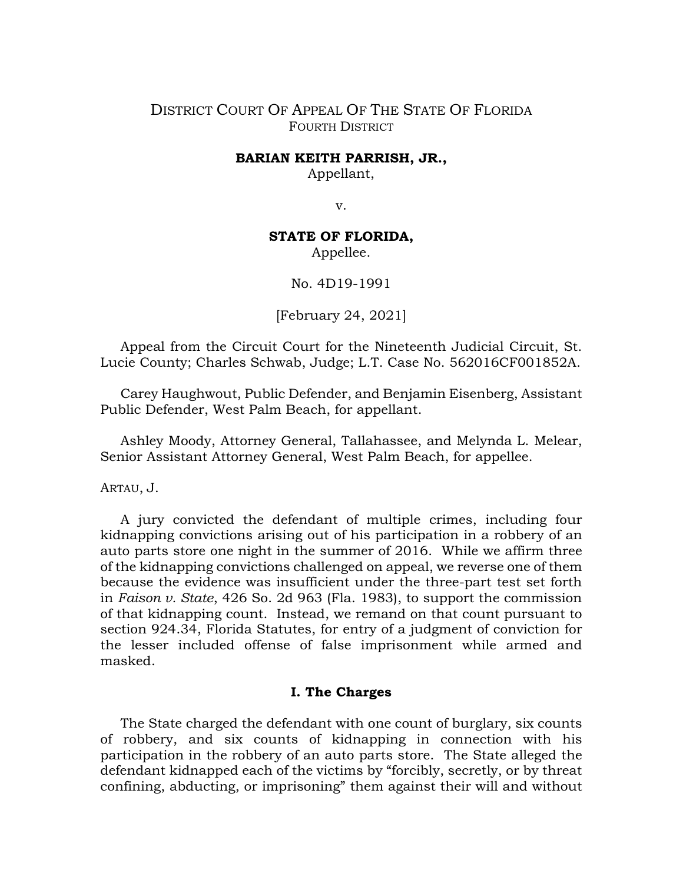DISTRICT COURT OF APPEAL OF THE STATE OF FLORIDA
FOURTH DISTRICT

**BARIAN KEITH PARRISH, JR.,**
Appellant,

v.

**STATE OF FLORIDA,**
Appellee.

No. 4D19-1991

[February 24, 2021]

Appeal from the Circuit Court for the Nineteenth Judicial Circuit, St. Lucie County; Charles Schwab, Judge; L.T. Case No. 562016CF001852A.

Carey Haughwout, Public Defender, and Benjamin Eisenberg, Assistant Public Defender, West Palm Beach, for appellant.

Ashley Moody, Attorney General, Tallahassee, and Melynda L. Melear, Senior Assistant Attorney General, West Palm Beach, for appellee.

ARTAU, J.

A jury convicted the defendant of multiple crimes, including four kidnapping convictions arising out of his participation in a robbery of an auto parts store one night in the summer of 2016. While we affirm three of the kidnapping convictions challenged on appeal, we reverse one of them because the evidence was insufficient under the three-part test set forth in *Faison v. State*, 426 So. 2d 963 (Fla. 1983), to support the commission of that kidnapping count. Instead, we remand on that count pursuant to section 924.34, Florida Statutes, for entry of a judgment of conviction for the lesser included offense of false imprisonment while armed and masked.

## I. The Charges

The State charged the defendant with one count of burglary, six counts of robbery, and six counts of kidnapping in connection with his participation in the robbery of an auto parts store. The State alleged the defendant kidnapped each of the victims by "forcibly, secretly, or by threat confining, abducting, or imprisoning" them against their will and without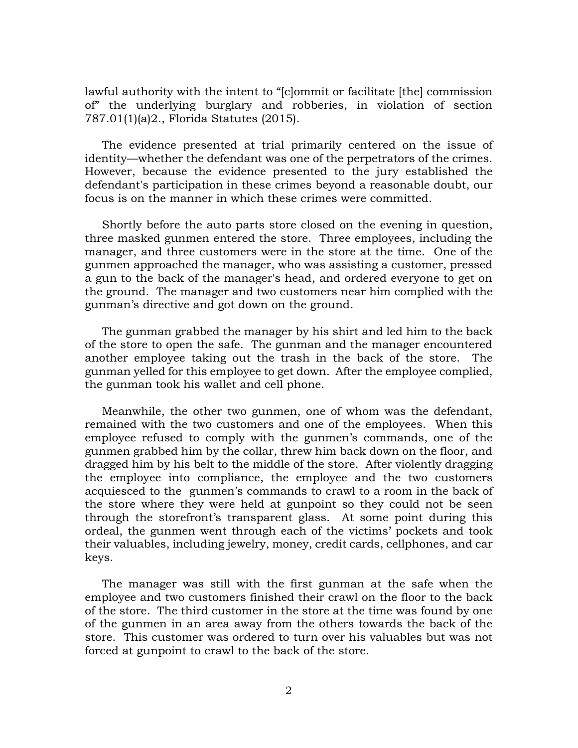lawful authority with the intent to "[c]ommit or facilitate [the] commission of" the underlying burglary and robberies, in violation of section 787.01(1)(a)2., Florida Statutes (2015).

The evidence presented at trial primarily centered on the issue of identity—whether the defendant was one of the perpetrators of the crimes. However, because the evidence presented to the jury established the defendant's participation in these crimes beyond a reasonable doubt, our focus is on the manner in which these crimes were committed.

Shortly before the auto parts store closed on the evening in question, three masked gunmen entered the store. Three employees, including the manager, and three customers were in the store at the time. One of the gunmen approached the manager, who was assisting a customer, pressed a gun to the back of the manager's head, and ordered everyone to get on the ground. The manager and two customers near him complied with the gunman's directive and got down on the ground.

The gunman grabbed the manager by his shirt and led him to the back of the store to open the safe. The gunman and the manager encountered another employee taking out the trash in the back of the store. The gunman yelled for this employee to get down. After the employee complied, the gunman took his wallet and cell phone.

Meanwhile, the other two gunmen, one of whom was the defendant, remained with the two customers and one of the employees. When this employee refused to comply with the gunmen's commands, one of the gunmen grabbed him by the collar, threw him back down on the floor, and dragged him by his belt to the middle of the store. After violently dragging the employee into compliance, the employee and the two customers acquiesced to the gunmen's commands to crawl to a room in the back of the store where they were held at gunpoint so they could not be seen through the storefront's transparent glass. At some point during this ordeal, the gunmen went through each of the victims' pockets and took their valuables, including jewelry, money, credit cards, cellphones, and car keys.

The manager was still with the first gunman at the safe when the employee and two customers finished their crawl on the floor to the back of the store. The third customer in the store at the time was found by one of the gunmen in an area away from the others towards the back of the store. This customer was ordered to turn over his valuables but was not forced at gunpoint to crawl to the back of the store.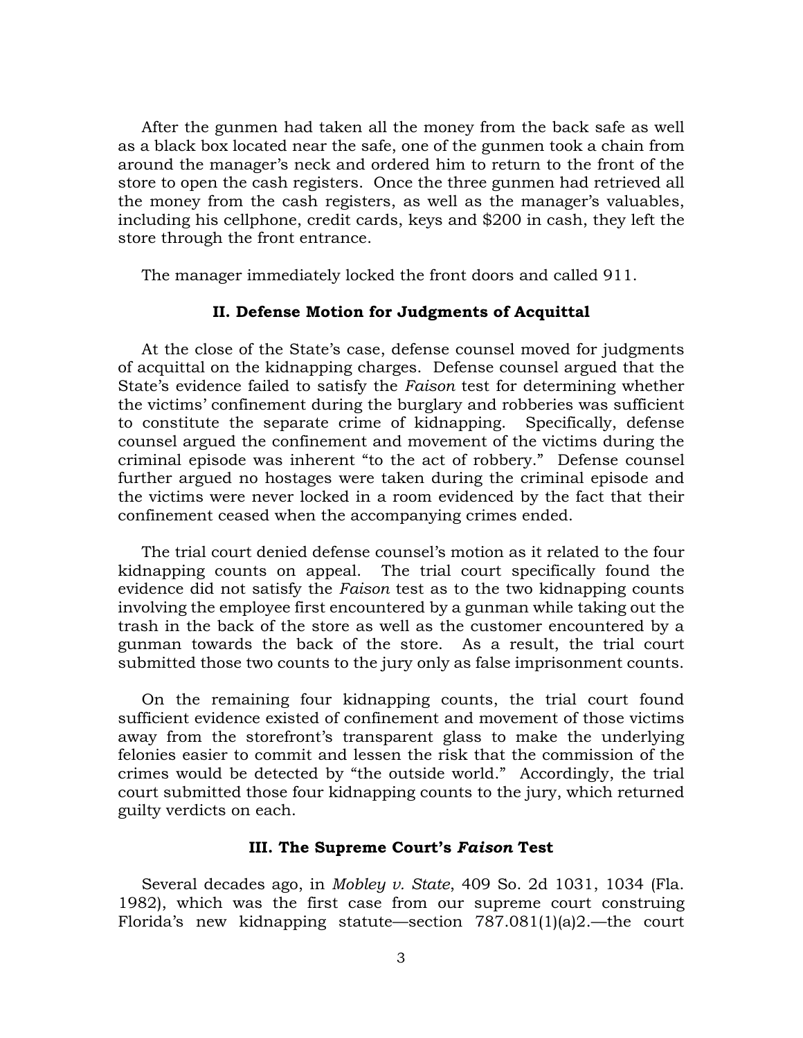After the gunmen had taken all the money from the back safe as well as a black box located near the safe, one of the gunmen took a chain from around the manager's neck and ordered him to return to the front of the store to open the cash registers. Once the three gunmen had retrieved all the money from the cash registers, as well as the manager's valuables, including his cellphone, credit cards, keys and $200 in cash, they left the store through the front entrance.

The manager immediately locked the front doors and called 911.

### II. Defense Motion for Judgments of Acquittal

At the close of the State's case, defense counsel moved for judgments of acquittal on the kidnapping charges. Defense counsel argued that the State's evidence failed to satisfy the *Faison* test for determining whether the victims' confinement during the burglary and robberies was sufficient to constitute the separate crime of kidnapping. Specifically, defense counsel argued the confinement and movement of the victims during the criminal episode was inherent "to the act of robbery." Defense counsel further argued no hostages were taken during the criminal episode and the victims were never locked in a room evidenced by the fact that their confinement ceased when the accompanying crimes ended.

The trial court denied defense counsel's motion as it related to the four kidnapping counts on appeal. The trial court specifically found the evidence did not satisfy the *Faison* test as to the two kidnapping counts involving the employee first encountered by a gunman while taking out the trash in the back of the store as well as the customer encountered by a gunman towards the back of the store. As a result, the trial court submitted those two counts to the jury only as false imprisonment counts.

On the remaining four kidnapping counts, the trial court found sufficient evidence existed of confinement and movement of those victims away from the storefront's transparent glass to make the underlying felonies easier to commit and lessen the risk that the commission of the crimes would be detected by "the outside world." Accordingly, the trial court submitted those four kidnapping counts to the jury, which returned guilty verdicts on each.

### III. The Supreme Court's *Faison* Test

Several decades ago, in *Mobley v. State*, 409 So. 2d 1031, 1034 (Fla. 1982), which was the first case from our supreme court construing Florida's new kidnapping statute—section 787.081(1)(a)2.—the court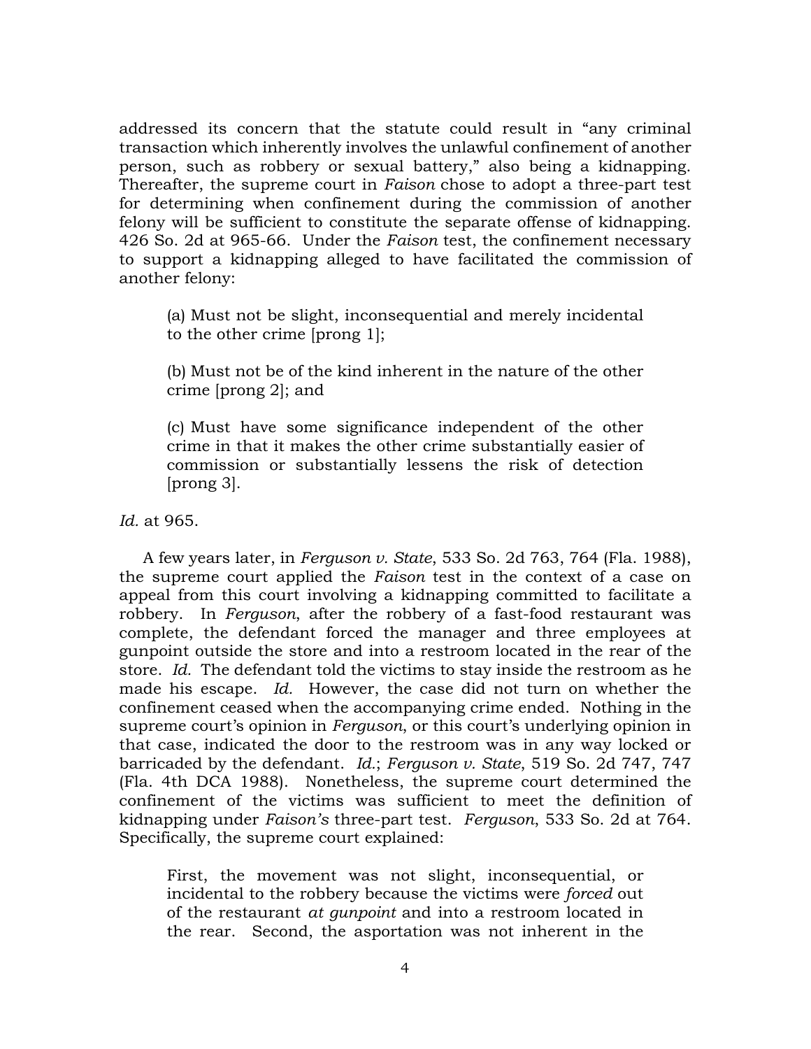addressed its concern that the statute could result in "any criminal transaction which inherently involves the unlawful confinement of another person, such as robbery or sexual battery," also being a kidnapping. Thereafter, the supreme court in *Faison* chose to adopt a three-part test for determining when confinement during the commission of another felony will be sufficient to constitute the separate offense of kidnapping. 426 So. 2d at 965-66. Under the *Faison* test, the confinement necessary to support a kidnapping alleged to have facilitated the commission of another felony:

> (a) Must not be slight, inconsequential and merely incidental to the other crime [prong 1];
>
> (b) Must not be of the kind inherent in the nature of the other crime [prong 2]; and
>
> (c) Must have some significance independent of the other crime in that it makes the other crime substantially easier of commission or substantially lessens the risk of detection [prong 3].

*Id.* at 965.

A few years later, in *Ferguson v. State*, 533 So. 2d 763, 764 (Fla. 1988), the supreme court applied the *Faison* test in the context of a case on appeal from this court involving a kidnapping committed to facilitate a robbery. In *Ferguson*, after the robbery of a fast-food restaurant was complete, the defendant forced the manager and three employees at gunpoint outside the store and into a restroom located in the rear of the store. *Id.* The defendant told the victims to stay inside the restroom as he made his escape. *Id.* However, the case did not turn on whether the confinement ceased when the accompanying crime ended. Nothing in the supreme court's opinion in *Ferguson*, or this court's underlying opinion in that case, indicated the door to the restroom was in any way locked or barricaded by the defendant. *Id.*; *Ferguson v. State*, 519 So. 2d 747, 747 (Fla. 4th DCA 1988). Nonetheless, the supreme court determined the confinement of the victims was sufficient to meet the definition of kidnapping under *Faison's* three-part test. *Ferguson*, 533 So. 2d at 764. Specifically, the supreme court explained:

> First, the movement was not slight, inconsequential, or incidental to the robbery because the victims were *forced* out of the restaurant *at gunpoint* and into a restroom located in the rear. Second, the asportation was not inherent in the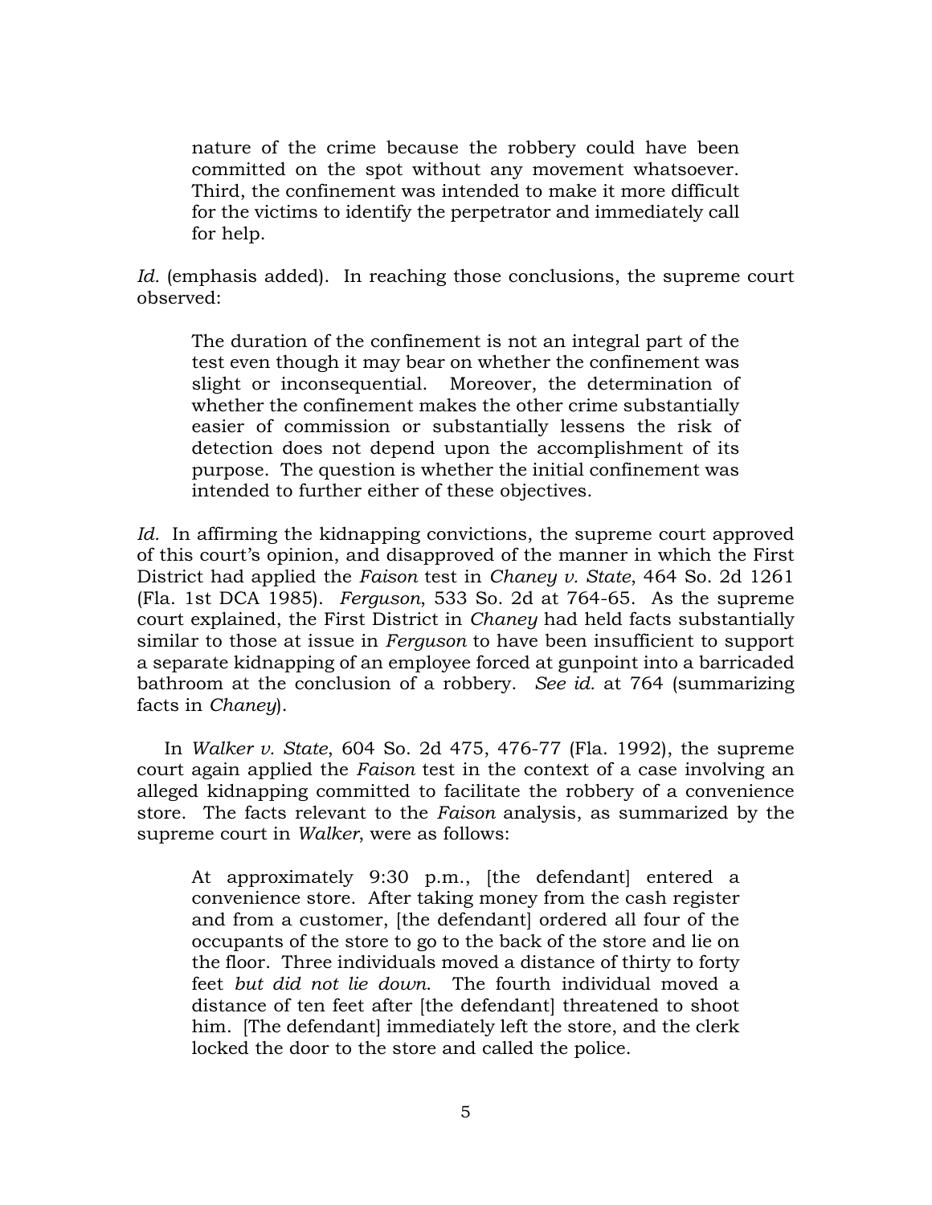> nature of the crime because the robbery could have been committed on the spot without any movement whatsoever. Third, the confinement was intended to make it more difficult for the victims to identify the perpetrator and immediately call for help.

*Id.* (emphasis added). In reaching those conclusions, the supreme court observed:

> The duration of the confinement is not an integral part of the test even though it may bear on whether the confinement was slight or inconsequential. Moreover, the determination of whether the confinement makes the other crime substantially easier of commission or substantially lessens the risk of detection does not depend upon the accomplishment of its purpose. The question is whether the initial confinement was intended to further either of these objectives.

*Id.* In affirming the kidnapping convictions, the supreme court approved of this court's opinion, and disapproved of the manner in which the First District had applied the *Faison* test in *Chaney v. State*, 464 So. 2d 1261 (Fla. 1st DCA 1985). *Ferguson*, 533 So. 2d at 764-65. As the supreme court explained, the First District in *Chaney* had held facts substantially similar to those at issue in *Ferguson* to have been insufficient to support a separate kidnapping of an employee forced at gunpoint into a barricaded bathroom at the conclusion of a robbery. *See id.* at 764 (summarizing facts in *Chaney*).

In *Walker v. State*, 604 So. 2d 475, 476-77 (Fla. 1992), the supreme court again applied the *Faison* test in the context of a case involving an alleged kidnapping committed to facilitate the robbery of a convenience store. The facts relevant to the *Faison* analysis, as summarized by the supreme court in *Walker*, were as follows:

> At approximately 9:30 p.m., [the defendant] entered a convenience store. After taking money from the cash register and from a customer, [the defendant] ordered all four of the occupants of the store to go to the back of the store and lie on the floor. Three individuals moved a distance of thirty to forty feet *but did not lie down*. The fourth individual moved a distance of ten feet after [the defendant] threatened to shoot him. [The defendant] immediately left the store, and the clerk locked the door to the store and called the police.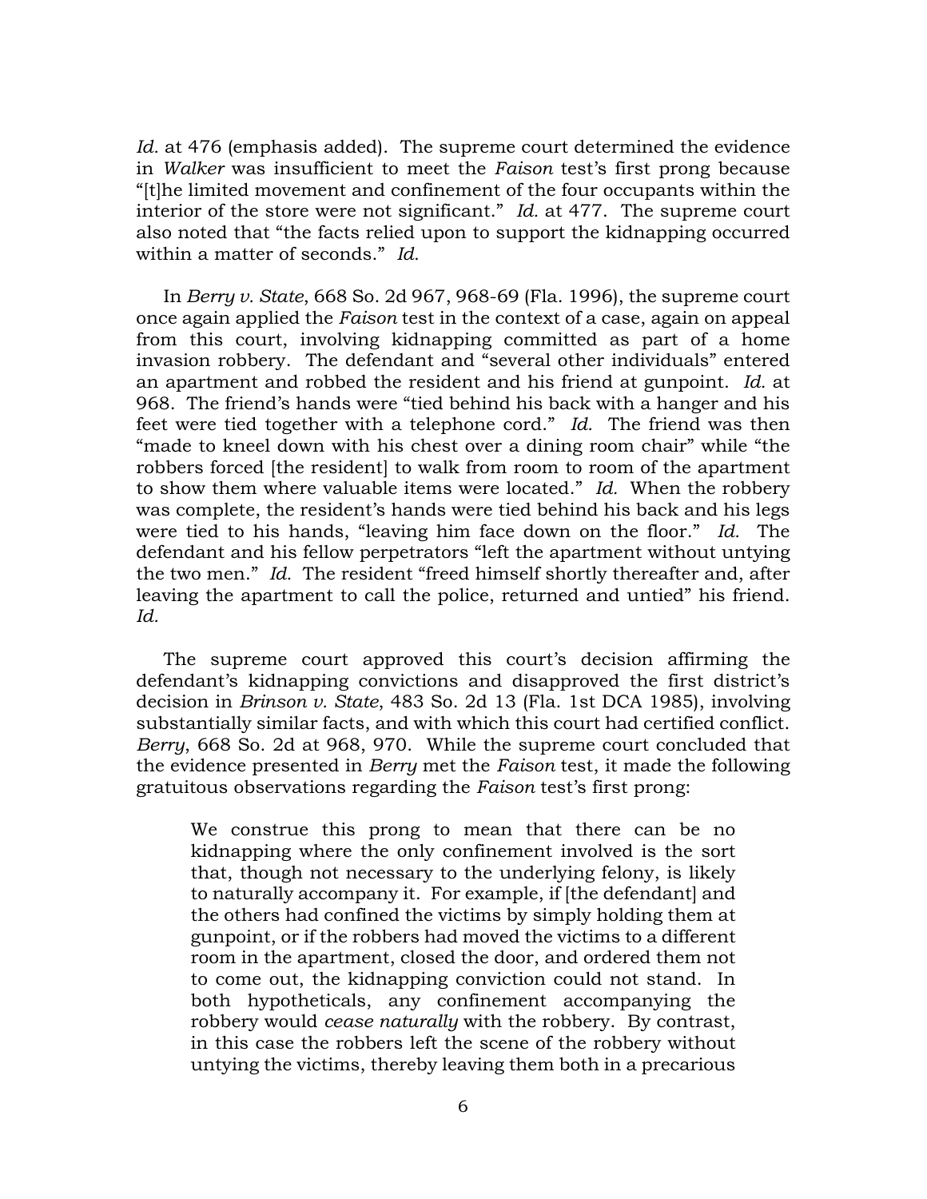*Id.* at 476 (emphasis added). The supreme court determined the evidence in *Walker* was insufficient to meet the *Faison* test's first prong because "[t]he limited movement and confinement of the four occupants within the interior of the store were not significant." *Id.* at 477. The supreme court also noted that "the facts relied upon to support the kidnapping occurred within a matter of seconds." *Id.*

In *Berry v. State*, 668 So. 2d 967, 968-69 (Fla. 1996), the supreme court once again applied the *Faison* test in the context of a case, again on appeal from this court, involving kidnapping committed as part of a home invasion robbery. The defendant and "several other individuals" entered an apartment and robbed the resident and his friend at gunpoint. *Id.* at 968. The friend's hands were "tied behind his back with a hanger and his feet were tied together with a telephone cord." *Id.* The friend was then "made to kneel down with his chest over a dining room chair" while "the robbers forced [the resident] to walk from room to room of the apartment to show them where valuable items were located." *Id.* When the robbery was complete, the resident's hands were tied behind his back and his legs were tied to his hands, "leaving him face down on the floor." *Id.* The defendant and his fellow perpetrators "left the apartment without untying the two men." *Id.* The resident "freed himself shortly thereafter and, after leaving the apartment to call the police, returned and untied" his friend. *Id.*

The supreme court approved this court's decision affirming the defendant's kidnapping convictions and disapproved the first district's decision in *Brinson v. State*, 483 So. 2d 13 (Fla. 1st DCA 1985), involving substantially similar facts, and with which this court had certified conflict. *Berry*, 668 So. 2d at 968, 970. While the supreme court concluded that the evidence presented in *Berry* met the *Faison* test, it made the following gratuitous observations regarding the *Faison* test's first prong:

> We construe this prong to mean that there can be no kidnapping where the only confinement involved is the sort that, though not necessary to the underlying felony, is likely to naturally accompany it. For example, if [the defendant] and the others had confined the victims by simply holding them at gunpoint, or if the robbers had moved the victims to a different room in the apartment, closed the door, and ordered them not to come out, the kidnapping conviction could not stand. In both hypotheticals, any confinement accompanying the robbery would *cease naturally* with the robbery. By contrast, in this case the robbers left the scene of the robbery without untying the victims, thereby leaving them both in a precarious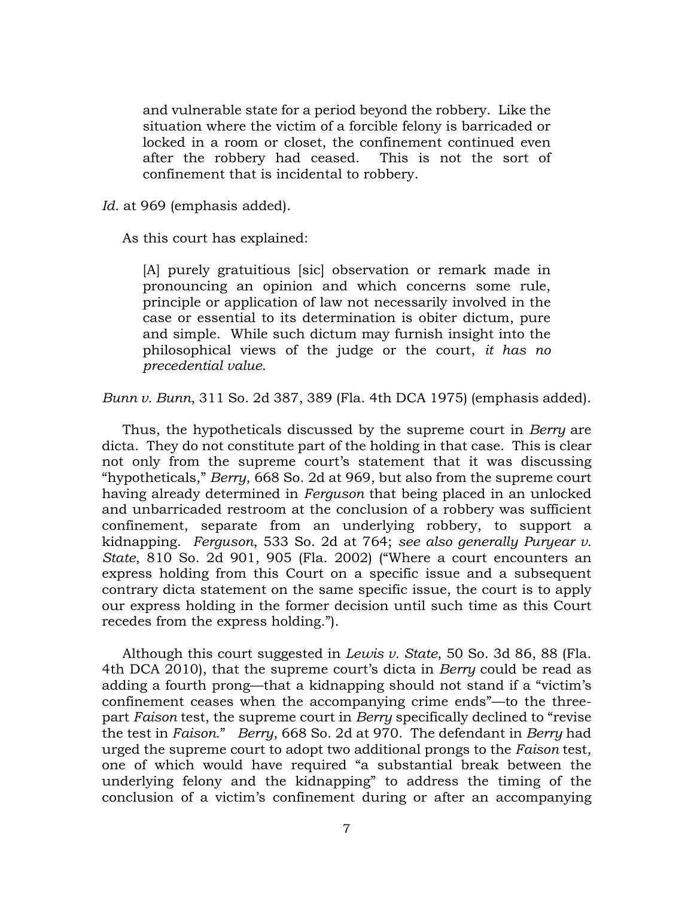> and vulnerable state for a period beyond the robbery. Like the situation where the victim of a forcible felony is barricaded or locked in a room or closet, the confinement continued even after the robbery had ceased. This is not the sort of confinement that is incidental to robbery.

*Id.* at 969 (emphasis added).

As this court has explained:

> [A] purely gratuitious [sic] observation or remark made in pronouncing an opinion and which concerns some rule, principle or application of law not necessarily involved in the case or essential to its determination is obiter dictum, pure and simple. While such dictum may furnish insight into the philosophical views of the judge or the court, *it has no precedential value*.

*Bunn v. Bunn*, 311 So. 2d 387, 389 (Fla. 4th DCA 1975) (emphasis added).

Thus, the hypotheticals discussed by the supreme court in *Berry* are dicta. They do not constitute part of the holding in that case. This is clear not only from the supreme court's statement that it was discussing "hypotheticals," *Berry*, 668 So. 2d at 969, but also from the supreme court having already determined in *Ferguson* that being placed in an unlocked and unbarricaded restroom at the conclusion of a robbery was sufficient confinement, separate from an underlying robbery, to support a kidnapping. *Ferguson*, 533 So. 2d at 764; *see also generally Puryear v. State*, 810 So. 2d 901, 905 (Fla. 2002) ("Where a court encounters an express holding from this Court on a specific issue and a subsequent contrary dicta statement on the same specific issue, the court is to apply our express holding in the former decision until such time as this Court recedes from the express holding.").

Although this court suggested in *Lewis v. State*, 50 So. 3d 86, 88 (Fla. 4th DCA 2010), that the supreme court's dicta in *Berry* could be read as adding a fourth prong—that a kidnapping should not stand if a "victim's confinement ceases when the accompanying crime ends"—to the three-part *Faison* test, the supreme court in *Berry* specifically declined to "revise the test in *Faison*." *Berry*, 668 So. 2d at 970. The defendant in *Berry* had urged the supreme court to adopt two additional prongs to the *Faison* test, one of which would have required "a substantial break between the underlying felony and the kidnapping" to address the timing of the conclusion of a victim's confinement during or after an accompanying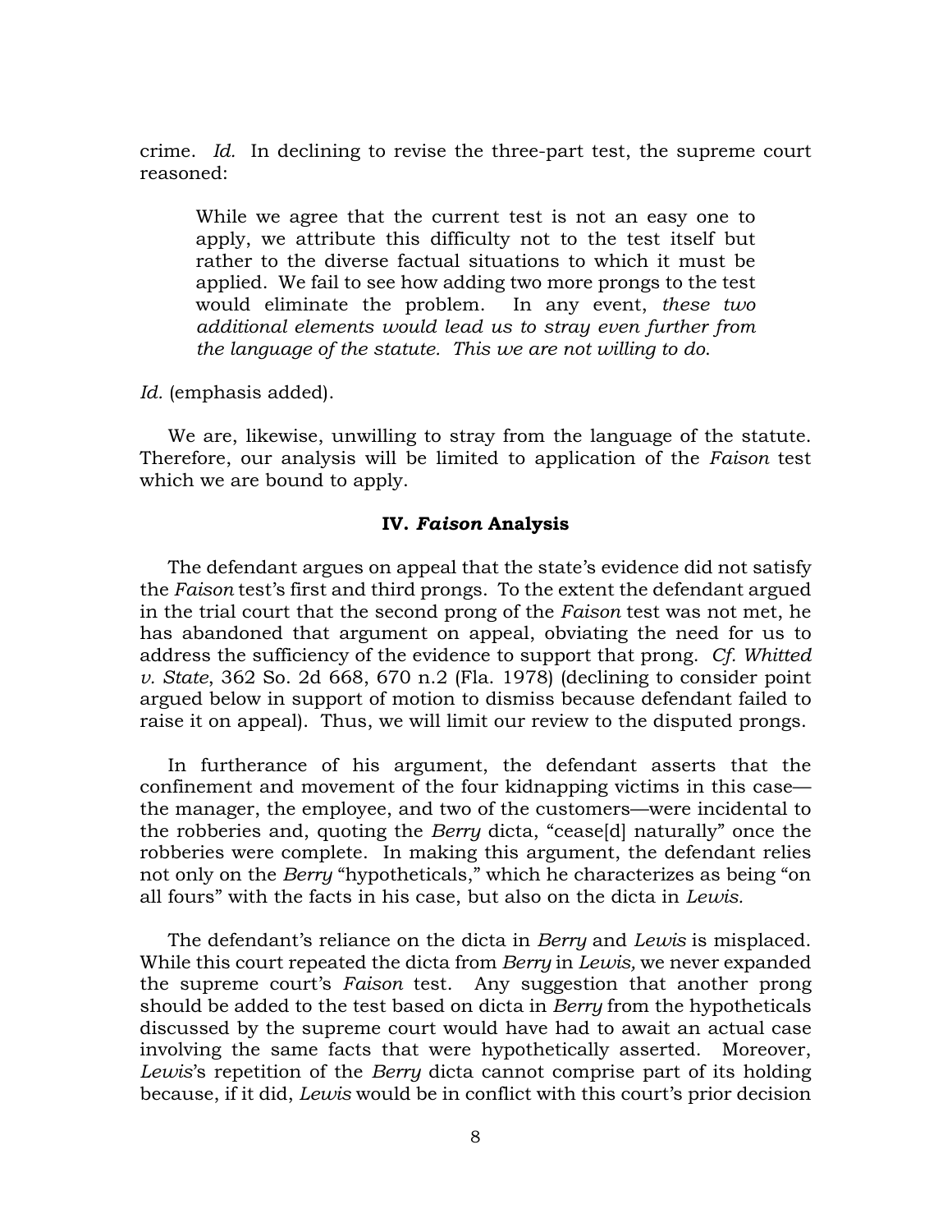crime. *Id.* In declining to revise the three-part test, the supreme court reasoned:

> While we agree that the current test is not an easy one to apply, we attribute this difficulty not to the test itself but rather to the diverse factual situations to which it must be applied. We fail to see how adding two more prongs to the test would eliminate the problem. In any event, *these two additional elements would lead us to stray even further from the language of the statute. This we are not willing to do.*

*Id.* (emphasis added).

We are, likewise, unwilling to stray from the language of the statute. Therefore, our analysis will be limited to application of the *Faison* test which we are bound to apply.

### IV. *Faison* Analysis

The defendant argues on appeal that the state's evidence did not satisfy the *Faison* test's first and third prongs. To the extent the defendant argued in the trial court that the second prong of the *Faison* test was not met, he has abandoned that argument on appeal, obviating the need for us to address the sufficiency of the evidence to support that prong. *Cf. Whitted v. State*, 362 So. 2d 668, 670 n.2 (Fla. 1978) (declining to consider point argued below in support of motion to dismiss because defendant failed to raise it on appeal). Thus, we will limit our review to the disputed prongs.

In furtherance of his argument, the defendant asserts that the confinement and movement of the four kidnapping victims in this case—the manager, the employee, and two of the customers—were incidental to the robberies and, quoting the *Berry* dicta, "cease[d] naturally" once the robberies were complete. In making this argument, the defendant relies not only on the *Berry* "hypotheticals," which he characterizes as being "on all fours" with the facts in his case, but also on the dicta in *Lewis.*

The defendant's reliance on the dicta in *Berry* and *Lewis* is misplaced. While this court repeated the dicta from *Berry* in *Lewis,* we never expanded the supreme court's *Faison* test. Any suggestion that another prong should be added to the test based on dicta in *Berry* from the hypotheticals discussed by the supreme court would have had to await an actual case involving the same facts that were hypothetically asserted. Moreover, *Lewis*'s repetition of the *Berry* dicta cannot comprise part of its holding because, if it did, *Lewis* would be in conflict with this court's prior decision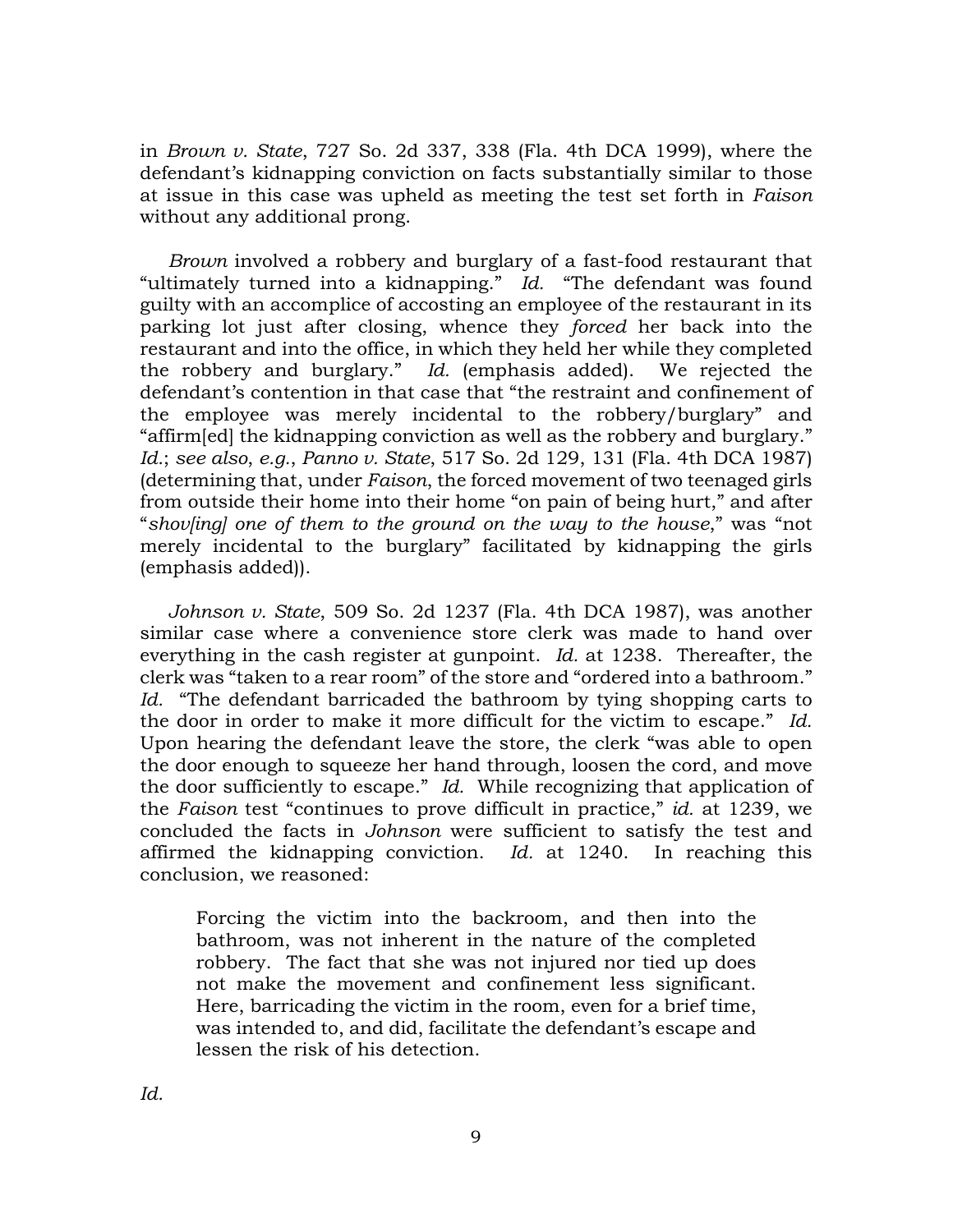in *Brown v. State*, 727 So. 2d 337, 338 (Fla. 4th DCA 1999), where the defendant's kidnapping conviction on facts substantially similar to those at issue in this case was upheld as meeting the test set forth in *Faison* without any additional prong.

*Brown* involved a robbery and burglary of a fast-food restaurant that "ultimately turned into a kidnapping." *Id.* "The defendant was found guilty with an accomplice of accosting an employee of the restaurant in its parking lot just after closing, whence they *forced* her back into the restaurant and into the office, in which they held her while they completed the robbery and burglary." *Id.* (emphasis added). We rejected the defendant's contention in that case that "the restraint and confinement of the employee was merely incidental to the robbery/burglary" and "affirm[ed] the kidnapping conviction as well as the robbery and burglary." *Id.*; *see also*, *e.g.*, *Panno v. State*, 517 So. 2d 129, 131 (Fla. 4th DCA 1987) (determining that, under *Faison*, the forced movement of two teenaged girls from outside their home into their home "on pain of being hurt," and after "*shov[ing] one of them to the ground on the way to the house*," was "not merely incidental to the burglary" facilitated by kidnapping the girls (emphasis added)).

*Johnson v. State*, 509 So. 2d 1237 (Fla. 4th DCA 1987), was another similar case where a convenience store clerk was made to hand over everything in the cash register at gunpoint. *Id.* at 1238. Thereafter, the clerk was "taken to a rear room" of the store and "ordered into a bathroom." *Id.* "The defendant barricaded the bathroom by tying shopping carts to the door in order to make it more difficult for the victim to escape." *Id.* Upon hearing the defendant leave the store, the clerk "was able to open the door enough to squeeze her hand through, loosen the cord, and move the door sufficiently to escape." *Id.* While recognizing that application of the *Faison* test "continues to prove difficult in practice," *id.* at 1239, we concluded the facts in *Johnson* were sufficient to satisfy the test and affirmed the kidnapping conviction. *Id.* at 1240. In reaching this conclusion, we reasoned:

> Forcing the victim into the backroom, and then into the bathroom, was not inherent in the nature of the completed robbery. The fact that she was not injured nor tied up does not make the movement and confinement less significant. Here, barricading the victim in the room, even for a brief time, was intended to, and did, facilitate the defendant's escape and lessen the risk of his detection.

*Id.*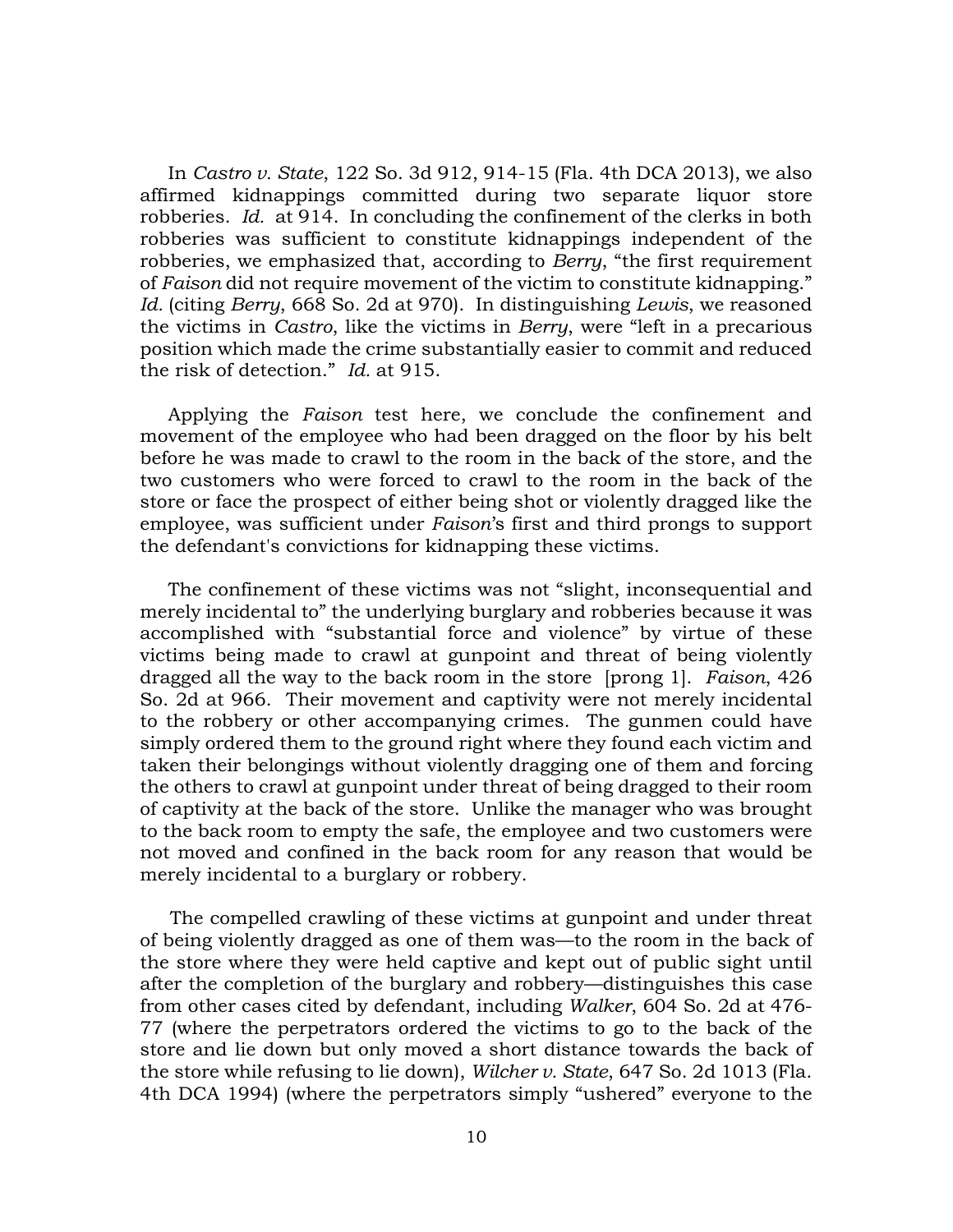In *Castro v. State*, 122 So. 3d 912, 914-15 (Fla. 4th DCA 2013), we also affirmed kidnappings committed during two separate liquor store robberies. *Id.* at 914. In concluding the confinement of the clerks in both robberies was sufficient to constitute kidnappings independent of the robberies, we emphasized that, according to *Berry*, "the first requirement of *Faison* did not require movement of the victim to constitute kidnapping." *Id.* (citing *Berry*, 668 So. 2d at 970). In distinguishing *Lewis*, we reasoned the victims in *Castro*, like the victims in *Berry*, were "left in a precarious position which made the crime substantially easier to commit and reduced the risk of detection." *Id.* at 915.

Applying the *Faison* test here, we conclude the confinement and movement of the employee who had been dragged on the floor by his belt before he was made to crawl to the room in the back of the store, and the two customers who were forced to crawl to the room in the back of the store or face the prospect of either being shot or violently dragged like the employee, was sufficient under *Faison*'s first and third prongs to support the defendant's convictions for kidnapping these victims.

The confinement of these victims was not "slight, inconsequential and merely incidental to" the underlying burglary and robberies because it was accomplished with "substantial force and violence" by virtue of these victims being made to crawl at gunpoint and threat of being violently dragged all the way to the back room in the store [prong 1]. *Faison*, 426 So. 2d at 966. Their movement and captivity were not merely incidental to the robbery or other accompanying crimes. The gunmen could have simply ordered them to the ground right where they found each victim and taken their belongings without violently dragging one of them and forcing the others to crawl at gunpoint under threat of being dragged to their room of captivity at the back of the store. Unlike the manager who was brought to the back room to empty the safe, the employee and two customers were not moved and confined in the back room for any reason that would be merely incidental to a burglary or robbery.

The compelled crawling of these victims at gunpoint and under threat of being violently dragged as one of them was—to the room in the back of the store where they were held captive and kept out of public sight until after the completion of the burglary and robbery—distinguishes this case from other cases cited by defendant, including *Walker*, 604 So. 2d at 476-77 (where the perpetrators ordered the victims to go to the back of the store and lie down but only moved a short distance towards the back of the store while refusing to lie down), *Wilcher v. State*, 647 So. 2d 1013 (Fla. 4th DCA 1994) (where the perpetrators simply "ushered" everyone to the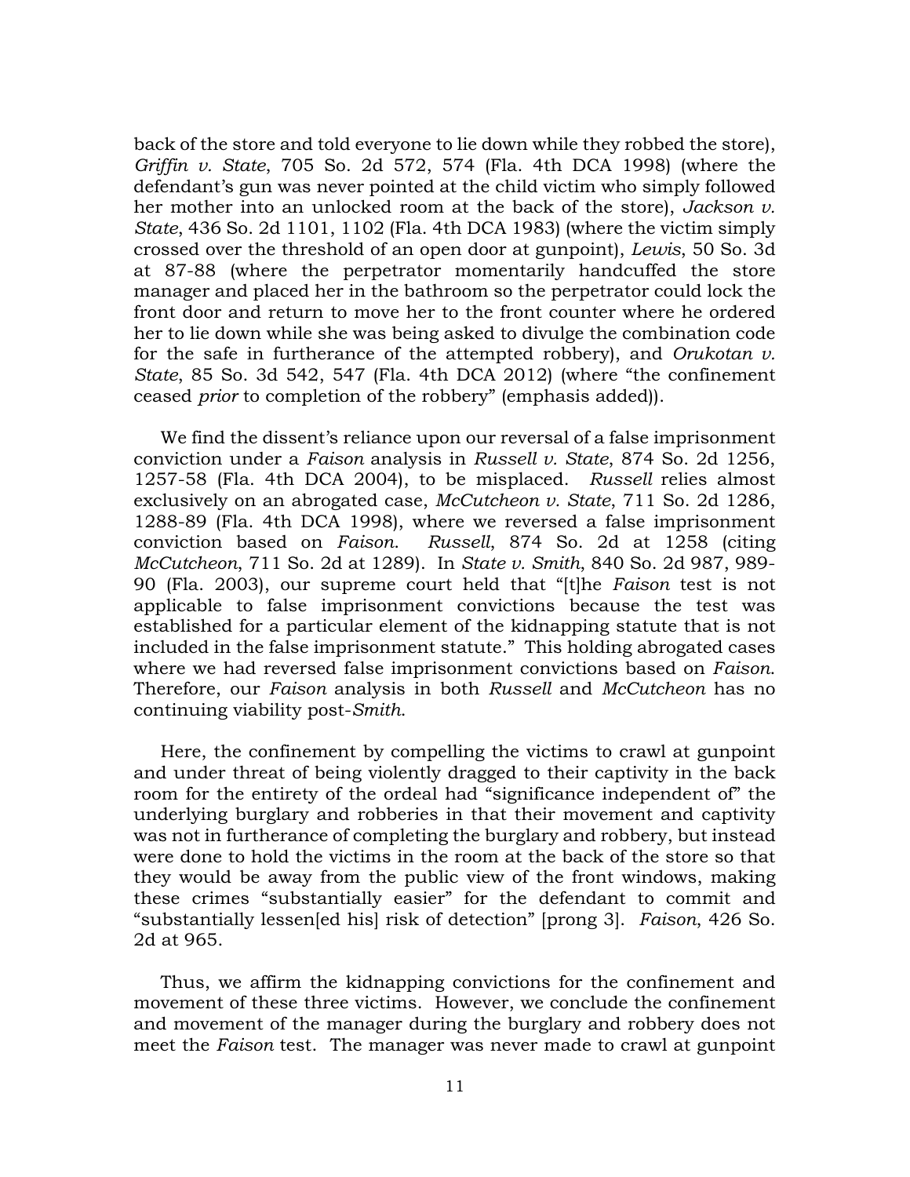back of the store and told everyone to lie down while they robbed the store), *Griffin v. State*, 705 So. 2d 572, 574 (Fla. 4th DCA 1998) (where the defendant's gun was never pointed at the child victim who simply followed her mother into an unlocked room at the back of the store), *Jackson v. State*, 436 So. 2d 1101, 1102 (Fla. 4th DCA 1983) (where the victim simply crossed over the threshold of an open door at gunpoint), *Lewis*, 50 So. 3d at 87-88 (where the perpetrator momentarily handcuffed the store manager and placed her in the bathroom so the perpetrator could lock the front door and return to move her to the front counter where he ordered her to lie down while she was being asked to divulge the combination code for the safe in furtherance of the attempted robbery), and *Orukotan v. State*, 85 So. 3d 542, 547 (Fla. 4th DCA 2012) (where "the confinement ceased *prior* to completion of the robbery" (emphasis added)).

We find the dissent's reliance upon our reversal of a false imprisonment conviction under a *Faison* analysis in *Russell v. State*, 874 So. 2d 1256, 1257-58 (Fla. 4th DCA 2004), to be misplaced. *Russell* relies almost exclusively on an abrogated case, *McCutcheon v. State*, 711 So. 2d 1286, 1288-89 (Fla. 4th DCA 1998), where we reversed a false imprisonment conviction based on *Faison*. *Russell*, 874 So. 2d at 1258 (citing *McCutcheon*, 711 So. 2d at 1289). In *State v. Smith*, 840 So. 2d 987, 989-90 (Fla. 2003), our supreme court held that "[t]he *Faison* test is not applicable to false imprisonment convictions because the test was established for a particular element of the kidnapping statute that is not included in the false imprisonment statute." This holding abrogated cases where we had reversed false imprisonment convictions based on *Faison*. Therefore, our *Faison* analysis in both *Russell* and *McCutcheon* has no continuing viability post-*Smith*.

Here, the confinement by compelling the victims to crawl at gunpoint and under threat of being violently dragged to their captivity in the back room for the entirety of the ordeal had "significance independent of" the underlying burglary and robberies in that their movement and captivity was not in furtherance of completing the burglary and robbery, but instead were done to hold the victims in the room at the back of the store so that they would be away from the public view of the front windows, making these crimes "substantially easier" for the defendant to commit and "substantially lessen[ed his] risk of detection" [prong 3]. *Faison*, 426 So. 2d at 965.

Thus, we affirm the kidnapping convictions for the confinement and movement of these three victims. However, we conclude the confinement and movement of the manager during the burglary and robbery does not meet the *Faison* test. The manager was never made to crawl at gunpoint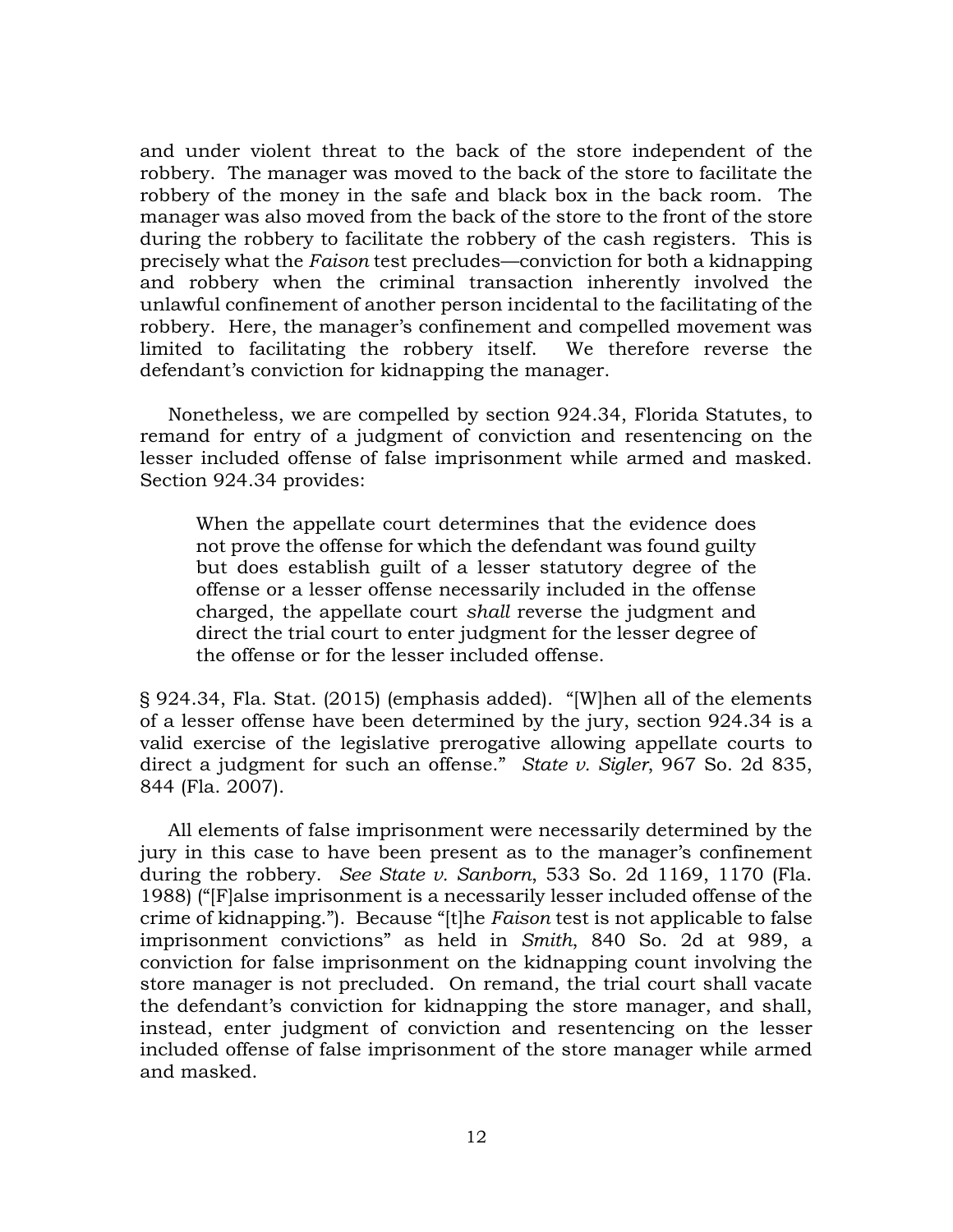and under violent threat to the back of the store independent of the robbery. The manager was moved to the back of the store to facilitate the robbery of the money in the safe and black box in the back room. The manager was also moved from the back of the store to the front of the store during the robbery to facilitate the robbery of the cash registers. This is precisely what the *Faison* test precludes—conviction for both a kidnapping and robbery when the criminal transaction inherently involved the unlawful confinement of another person incidental to the facilitating of the robbery. Here, the manager's confinement and compelled movement was limited to facilitating the robbery itself. We therefore reverse the defendant's conviction for kidnapping the manager.

Nonetheless, we are compelled by section 924.34, Florida Statutes, to remand for entry of a judgment of conviction and resentencing on the lesser included offense of false imprisonment while armed and masked. Section 924.34 provides:

> When the appellate court determines that the evidence does not prove the offense for which the defendant was found guilty but does establish guilt of a lesser statutory degree of the offense or a lesser offense necessarily included in the offense charged, the appellate court *shall* reverse the judgment and direct the trial court to enter judgment for the lesser degree of the offense or for the lesser included offense.

§ 924.34, Fla. Stat. (2015) (emphasis added). "[W]hen all of the elements of a lesser offense have been determined by the jury, section 924.34 is a valid exercise of the legislative prerogative allowing appellate courts to direct a judgment for such an offense." *State v. Sigler*, 967 So. 2d 835, 844 (Fla. 2007).

All elements of false imprisonment were necessarily determined by the jury in this case to have been present as to the manager's confinement during the robbery. *See State v. Sanborn*, 533 So. 2d 1169, 1170 (Fla. 1988) ("[F]alse imprisonment is a necessarily lesser included offense of the crime of kidnapping."). Because "[t]he *Faison* test is not applicable to false imprisonment convictions" as held in *Smith*, 840 So. 2d at 989, a conviction for false imprisonment on the kidnapping count involving the store manager is not precluded. On remand, the trial court shall vacate the defendant's conviction for kidnapping the store manager, and shall, instead, enter judgment of conviction and resentencing on the lesser included offense of false imprisonment of the store manager while armed and masked.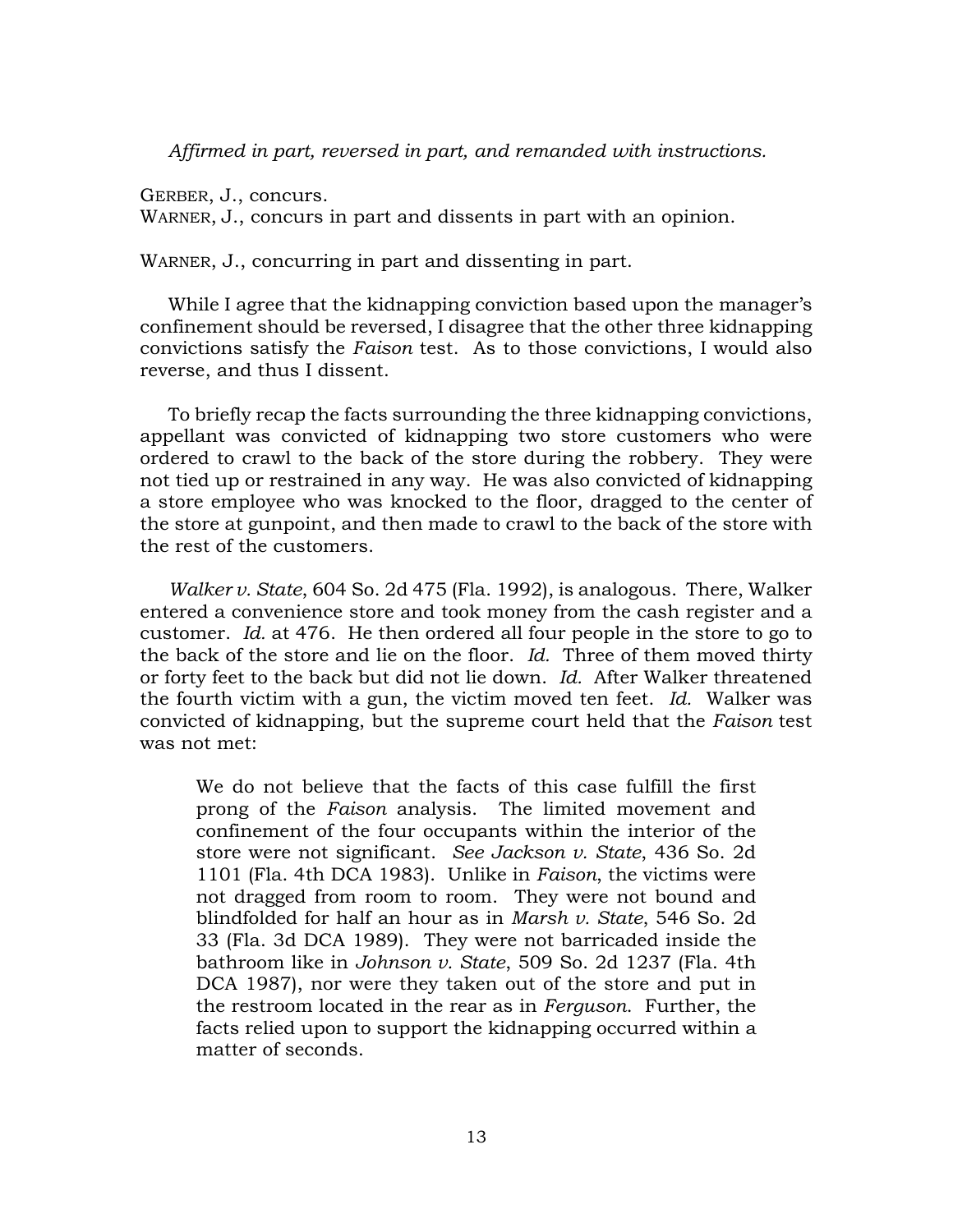*Affirmed in part, reversed in part, and remanded with instructions.*

GERBER, J., concurs.
WARNER, J., concurs in part and dissents in part with an opinion.

WARNER, J., concurring in part and dissenting in part.

While I agree that the kidnapping conviction based upon the manager's confinement should be reversed, I disagree that the other three kidnapping convictions satisfy the *Faison* test. As to those convictions, I would also reverse, and thus I dissent.

To briefly recap the facts surrounding the three kidnapping convictions, appellant was convicted of kidnapping two store customers who were ordered to crawl to the back of the store during the robbery. They were not tied up or restrained in any way. He was also convicted of kidnapping a store employee who was knocked to the floor, dragged to the center of the store at gunpoint, and then made to crawl to the back of the store with the rest of the customers.

*Walker v. State*, 604 So. 2d 475 (Fla. 1992), is analogous. There, Walker entered a convenience store and took money from the cash register and a customer. *Id.* at 476. He then ordered all four people in the store to go to the back of the store and lie on the floor. *Id.* Three of them moved thirty or forty feet to the back but did not lie down. *Id.* After Walker threatened the fourth victim with a gun, the victim moved ten feet. *Id.* Walker was convicted of kidnapping, but the supreme court held that the *Faison* test was not met:

> We do not believe that the facts of this case fulfill the first prong of the *Faison* analysis. The limited movement and confinement of the four occupants within the interior of the store were not significant. *See Jackson v. State*, 436 So. 2d 1101 (Fla. 4th DCA 1983). Unlike in *Faison*, the victims were not dragged from room to room. They were not bound and blindfolded for half an hour as in *Marsh v. State*, 546 So. 2d 33 (Fla. 3d DCA 1989). They were not barricaded inside the bathroom like in *Johnson v. State*, 509 So. 2d 1237 (Fla. 4th DCA 1987), nor were they taken out of the store and put in the restroom located in the rear as in *Ferguson*. Further, the facts relied upon to support the kidnapping occurred within a matter of seconds.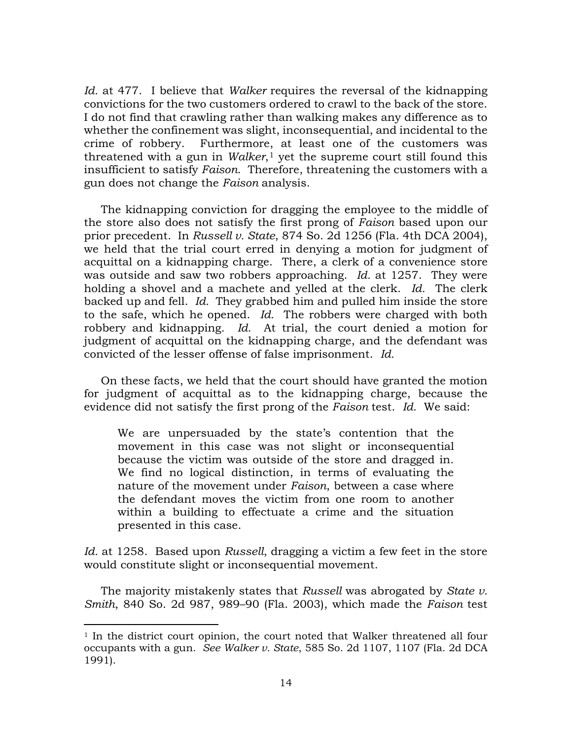*Id.* at 477. I believe that *Walker* requires the reversal of the kidnapping convictions for the two customers ordered to crawl to the back of the store. I do not find that crawling rather than walking makes any difference as to whether the confinement was slight, inconsequential, and incidental to the crime of robbery. Furthermore, at least one of the customers was threatened with a gun in *Walker*,[1] yet the supreme court still found this insufficient to satisfy *Faison*. Therefore, threatening the customers with a gun does not change the *Faison* analysis.

The kidnapping conviction for dragging the employee to the middle of the store also does not satisfy the first prong of *Faison* based upon our prior precedent. In *Russell v. State*, 874 So. 2d 1256 (Fla. 4th DCA 2004), we held that the trial court erred in denying a motion for judgment of acquittal on a kidnapping charge. There, a clerk of a convenience store was outside and saw two robbers approaching. *Id.* at 1257. They were holding a shovel and a machete and yelled at the clerk. *Id.* The clerk backed up and fell. *Id.* They grabbed him and pulled him inside the store to the safe, which he opened. *Id.* The robbers were charged with both robbery and kidnapping. *Id.* At trial, the court denied a motion for judgment of acquittal on the kidnapping charge, and the defendant was convicted of the lesser offense of false imprisonment. *Id.*

On these facts, we held that the court should have granted the motion for judgment of acquittal as to the kidnapping charge, because the evidence did not satisfy the first prong of the *Faison* test. *Id.* We said:

> We are unpersuaded by the state's contention that the movement in this case was not slight or inconsequential because the victim was outside of the store and dragged in. We find no logical distinction, in terms of evaluating the nature of the movement under *Faison*, between a case where the defendant moves the victim from one room to another within a building to effectuate a crime and the situation presented in this case.

*Id.* at 1258. Based upon *Russell*, dragging a victim a few feet in the store would constitute slight or inconsequential movement.

The majority mistakenly states that *Russell* was abrogated by *State v. Smith*, 840 So. 2d 987, 989–90 (Fla. 2003), which made the *Faison* test

---

[1] In the district court opinion, the court noted that Walker threatened all four occupants with a gun. *See Walker v. State*, 585 So. 2d 1107, 1107 (Fla. 2d DCA 1991).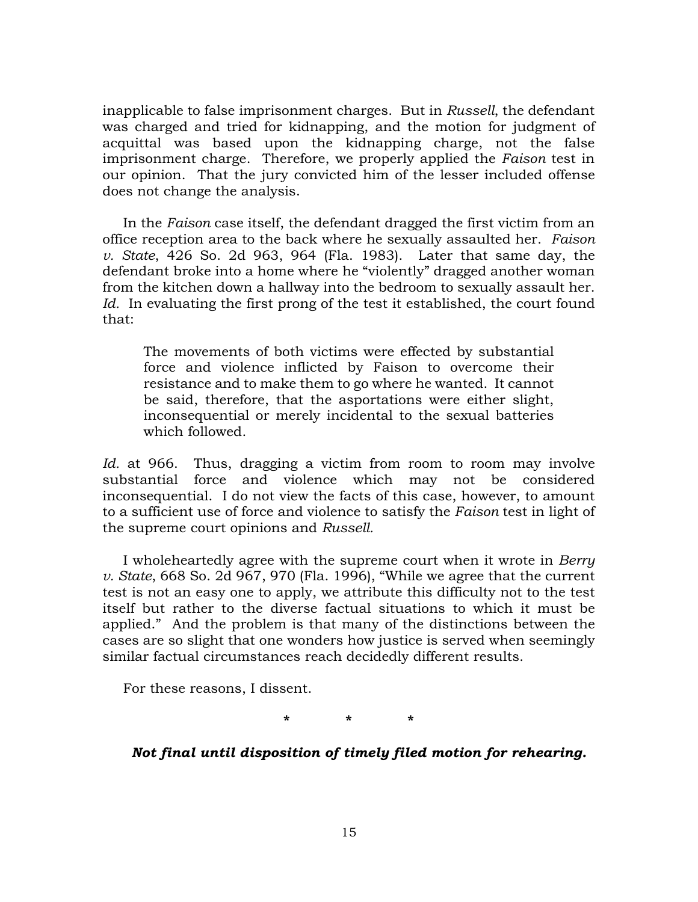inapplicable to false imprisonment charges. But in *Russell*, the defendant was charged and tried for kidnapping, and the motion for judgment of acquittal was based upon the kidnapping charge, not the false imprisonment charge. Therefore, we properly applied the *Faison* test in our opinion. That the jury convicted him of the lesser included offense does not change the analysis.

In the *Faison* case itself, the defendant dragged the first victim from an office reception area to the back where he sexually assaulted her. *Faison v. State*, 426 So. 2d 963, 964 (Fla. 1983). Later that same day, the defendant broke into a home where he "violently" dragged another woman from the kitchen down a hallway into the bedroom to sexually assault her. *Id.* In evaluating the first prong of the test it established, the court found that:

> The movements of both victims were effected by substantial force and violence inflicted by Faison to overcome their resistance and to make them to go where he wanted. It cannot be said, therefore, that the asportations were either slight, inconsequential or merely incidental to the sexual batteries which followed.

*Id.* at 966. Thus, dragging a victim from room to room may involve substantial force and violence which may not be considered inconsequential. I do not view the facts of this case, however, to amount to a sufficient use of force and violence to satisfy the *Faison* test in light of the supreme court opinions and *Russell.*

I wholeheartedly agree with the supreme court when it wrote in *Berry v. State*, 668 So. 2d 967, 970 (Fla. 1996), "While we agree that the current test is not an easy one to apply, we attribute this difficulty not to the test itself but rather to the diverse factual situations to which it must be applied." And the problem is that many of the distinctions between the cases are so slight that one wonders how justice is served when seemingly similar factual circumstances reach decidedly different results.

For these reasons, I dissent.

\*   \*   \*

***Not final until disposition of timely filed motion for rehearing.***